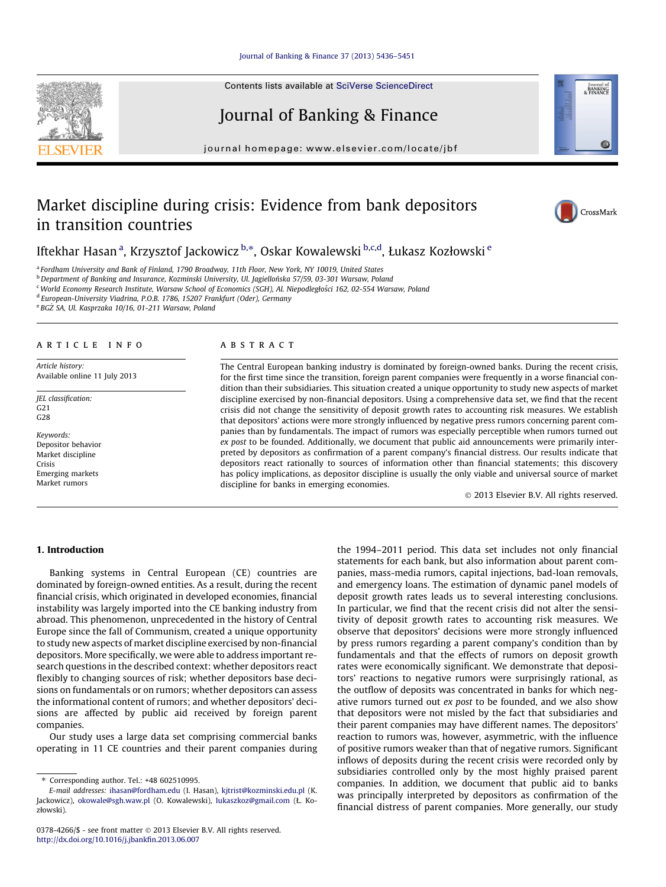# Market discipline during crisis: Evidence from bank depositors in transition countries

Iftekhar Hasan [a], Krzysztof Jackowicz [b,*], Oskar Kowalewski [b,c,d], Łukasz Kozłowski [e]

[a] Fordham University and Bank of Finland, 1790 Broadway, 11th Floor, New York, NY 10019, United States
[b] Department of Banking and Insurance, Kozminski University, Ul. Jagiellońska 57/59, 03-301 Warsaw, Poland
[c] World Economy Research Institute, Warsaw School of Economics (SGH), Al. Niepodległości 162, 02-554 Warsaw, Poland
[d] European-University Viadrina, P.O.B. 1786, 15207 Frankfurt (Oder), Germany
[e] BGŻ SA, Ul. Kasprzaka 10/16, 01-211 Warsaw, Poland

**ARTICLE INFO**

*Article history:*
Available online 11 July 2013

*JEL classification:*
G21
G28

*Keywords:*
Depositor behavior
Market discipline
Crisis
Emerging markets
Market rumors

**ABSTRACT**

The Central European banking industry is dominated by foreign-owned banks. During the recent crisis, for the first time since the transition, foreign parent companies were frequently in a worse financial condition than their subsidiaries. This situation created a unique opportunity to study new aspects of market discipline exercised by non-financial depositors. Using a comprehensive data set, we find that the recent crisis did not change the sensitivity of deposit growth rates to accounting risk measures. We establish that depositors' actions were more strongly influenced by negative press rumors concerning parent companies than by fundamentals. The impact of rumors was especially perceptible when rumors turned out *ex post* to be founded. Additionally, we document that public aid announcements were primarily interpreted by depositors as confirmation of a parent company's financial distress. Our results indicate that depositors react rationally to sources of information other than financial statements; this discovery has policy implications, as depositor discipline is usually the only viable and universal source of market discipline for banks in emerging economies.

© 2013 Elsevier B.V. All rights reserved.

## 1. Introduction

Banking systems in Central European (CE) countries are dominated by foreign-owned entities. As a result, during the recent financial crisis, which originated in developed economies, financial instability was largely imported into the CE banking industry from abroad. This phenomenon, unprecedented in the history of Central Europe since the fall of Communism, created a unique opportunity to study new aspects of market discipline exercised by non-financial depositors. More specifically, we were able to address important research questions in the described context: whether depositors react flexibly to changing sources of risk; whether depositors base decisions on fundamentals or on rumors; whether depositors can assess the informational content of rumors; and whether depositors' decisions are affected by public aid received by foreign parent companies.

Our study uses a large data set comprising commercial banks operating in 11 CE countries and their parent companies during the 1994–2011 period. This data set includes not only financial statements for each bank, but also information about parent companies, mass-media rumors, capital injections, bad-loan removals, and emergency loans. The estimation of dynamic panel models of deposit growth rates leads us to several interesting conclusions. In particular, we find that the recent crisis did not alter the sensitivity of deposit growth rates to accounting risk measures. We observe that depositors' decisions were more strongly influenced by press rumors regarding a parent company's condition than by fundamentals and that the effects of rumors on deposit growth rates were economically significant. We demonstrate that depositors' reactions to negative rumors were surprisingly rational, as the outflow of deposits was concentrated in banks for which negative rumors turned out *ex post* to be founded, and we also show that depositors were not misled by the fact that subsidiaries and their parent companies may have different names. The depositors' reaction to rumors was, however, asymmetric, with the influence of positive rumors weaker than that of negative rumors. Significant inflows of deposits during the recent crisis were recorded only by subsidiaries controlled only by the most highly praised parent companies. In addition, we document that public aid to banks was principally interpreted by depositors as confirmation of the financial distress of parent companies. More generally, our study

* Corresponding author. Tel.: +48 602510995.
*E-mail addresses:* ihasan@fordham.edu (I. Hasan), kjtrist@kozminski.edu.pl (K. Jackowicz), okowale@sgh.waw.pl (O. Kowalewski), lukaszkoz@gmail.com (Ł. Kozłowski).

0378-4266/$ - see front matter © 2013 Elsevier B.V. All rights reserved.
http://dx.doi.org/10.1016/j.jbankfin.2013.06.007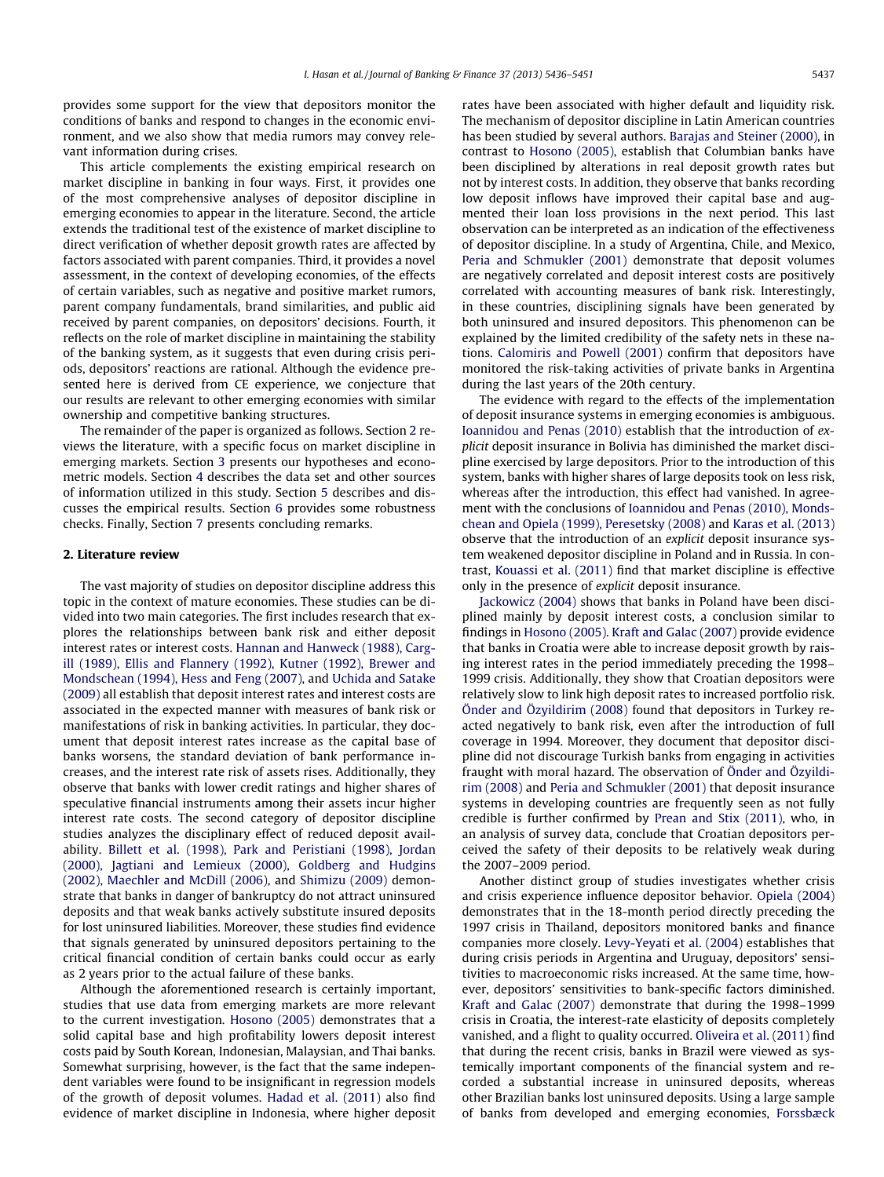provides some support for the view that depositors monitor the conditions of banks and respond to changes in the economic environment, and we also show that media rumors may convey relevant information during crises.

This article complements the existing empirical research on market discipline in banking in four ways. First, it provides one of the most comprehensive analyses of depositor discipline in emerging economies to appear in the literature. Second, the article extends the traditional test of the existence of market discipline to direct verification of whether deposit growth rates are affected by factors associated with parent companies. Third, it provides a novel assessment, in the context of developing economies, of the effects of certain variables, such as negative and positive market rumors, parent company fundamentals, brand similarities, and public aid received by parent companies, on depositors' decisions. Fourth, it reflects on the role of market discipline in maintaining the stability of the banking system, as it suggests that even during crisis periods, depositors' reactions are rational. Although the evidence presented here is derived from CE experience, we conjecture that our results are relevant to other emerging economies with similar ownership and competitive banking structures.

The remainder of the paper is organized as follows. Section 2 reviews the literature, with a specific focus on market discipline in emerging markets. Section 3 presents our hypotheses and econometric models. Section 4 describes the data set and other sources of information utilized in this study. Section 5 describes and discusses the empirical results. Section 6 provides some robustness checks. Finally, Section 7 presents concluding remarks.

## 2. Literature review

The vast majority of studies on depositor discipline address this topic in the context of mature economies. These studies can be divided into two main categories. The first includes research that explores the relationships between bank risk and either deposit interest rates or interest costs. Hannan and Hanweck (1988), Cargill (1989), Ellis and Flannery (1992), Kutner (1992), Brewer and Mondschean (1994), Hess and Feng (2007), and Uchida and Satake (2009) all establish that deposit interest rates and interest costs are associated in the expected manner with measures of bank risk or manifestations of risk in banking activities. In particular, they document that deposit interest rates increase as the capital base of banks worsens, the standard deviation of bank performance increases, and the interest rate risk of assets rises. Additionally, they observe that banks with lower credit ratings and higher shares of speculative financial instruments among their assets incur higher interest rate costs. The second category of depositor discipline studies analyzes the disciplinary effect of reduced deposit availability. Billett et al. (1998), Park and Peristiani (1998), Jordan (2000), Jagtiani and Lemieux (2000), Goldberg and Hudgins (2002), Maechler and McDill (2006), and Shimizu (2009) demonstrate that banks in danger of bankruptcy do not attract uninsured deposits and that weak banks actively substitute insured deposits for lost uninsured liabilities. Moreover, these studies find evidence that signals generated by uninsured depositors pertaining to the critical financial condition of certain banks could occur as early as 2 years prior to the actual failure of these banks.

Although the aforementioned research is certainly important, studies that use data from emerging markets are more relevant to the current investigation. Hosono (2005) demonstrates that a solid capital base and high profitability lowers deposit interest costs paid by South Korean, Indonesian, Malaysian, and Thai banks. Somewhat surprising, however, is the fact that the same independent variables were found to be insignificant in regression models of the growth of deposit volumes. Hadad et al. (2011) also find evidence of market discipline in Indonesia, where higher deposit rates have been associated with higher default and liquidity risk. The mechanism of depositor discipline in Latin American countries has been studied by several authors. Barajas and Steiner (2000), in contrast to Hosono (2005), establish that Columbian banks have been disciplined by alterations in real deposit growth rates but not by interest costs. In addition, they observe that banks recording low deposit inflows have improved their capital base and augmented their loan loss provisions in the next period. This last observation can be interpreted as an indication of the effectiveness of depositor discipline. In a study of Argentina, Chile, and Mexico, Peria and Schmukler (2001) demonstrate that deposit volumes are negatively correlated and deposit interest costs are positively correlated with accounting measures of bank risk. Interestingly, in these countries, disciplining signals have been generated by both uninsured and insured depositors. This phenomenon can be explained by the limited credibility of the safety nets in these nations. Calomiris and Powell (2001) confirm that depositors have monitored the risk-taking activities of private banks in Argentina during the last years of the 20th century.

The evidence with regard to the effects of the implementation of deposit insurance systems in emerging economies is ambiguous. Ioannidou and Penas (2010) establish that the introduction of *explicit* deposit insurance in Bolivia has diminished the market discipline exercised by large depositors. Prior to the introduction of this system, banks with higher shares of large deposits took on less risk, whereas after the introduction, this effect had vanished. In agreement with the conclusions of Ioannidou and Penas (2010), Mondschean and Opiela (1999), Peresetsky (2008) and Karas et al. (2013) observe that the introduction of an *explicit* deposit insurance system weakened depositor discipline in Poland and in Russia. In contrast, Kouassi et al. (2011) find that market discipline is effective only in the presence of *explicit* deposit insurance.

Jackowicz (2004) shows that banks in Poland have been disciplined mainly by deposit interest costs, a conclusion similar to findings in Hosono (2005). Kraft and Galac (2007) provide evidence that banks in Croatia were able to increase deposit growth by raising interest rates in the period immediately preceding the 1998–1999 crisis. Additionally, they show that Croatian depositors were relatively slow to link high deposit rates to increased portfolio risk. Önder and Özyildirim (2008) found that depositors in Turkey reacted negatively to bank risk, even after the introduction of full coverage in 1994. Moreover, they document that depositor discipline did not discourage Turkish banks from engaging in activities fraught with moral hazard. The observation of Önder and Özyildirim (2008) and Peria and Schmukler (2001) that deposit insurance systems in developing countries are frequently seen as not fully credible is further confirmed by Prean and Stix (2011), who, in an analysis of survey data, conclude that Croatian depositors perceived the safety of their deposits to be relatively weak during the 2007–2009 period.

Another distinct group of studies investigates whether crisis and crisis experience influence depositor behavior. Opiela (2004) demonstrates that in the 18-month period directly preceding the 1997 crisis in Thailand, depositors monitored banks and finance companies more closely. Levy-Yeyati et al. (2004) establishes that during crisis periods in Argentina and Uruguay, depositors' sensitivities to macroeconomic risks increased. At the same time, however, depositors' sensitivities to bank-specific factors diminished. Kraft and Galac (2007) demonstrate that during the 1998–1999 crisis in Croatia, the interest-rate elasticity of deposits completely vanished, and a flight to quality occurred. Oliveira et al. (2011) find that during the recent crisis, banks in Brazil were viewed as systemically important components of the financial system and recorded a substantial increase in uninsured deposits, whereas other Brazilian banks lost uninsured deposits. Using a large sample of banks from developed and emerging economies, Forssbæck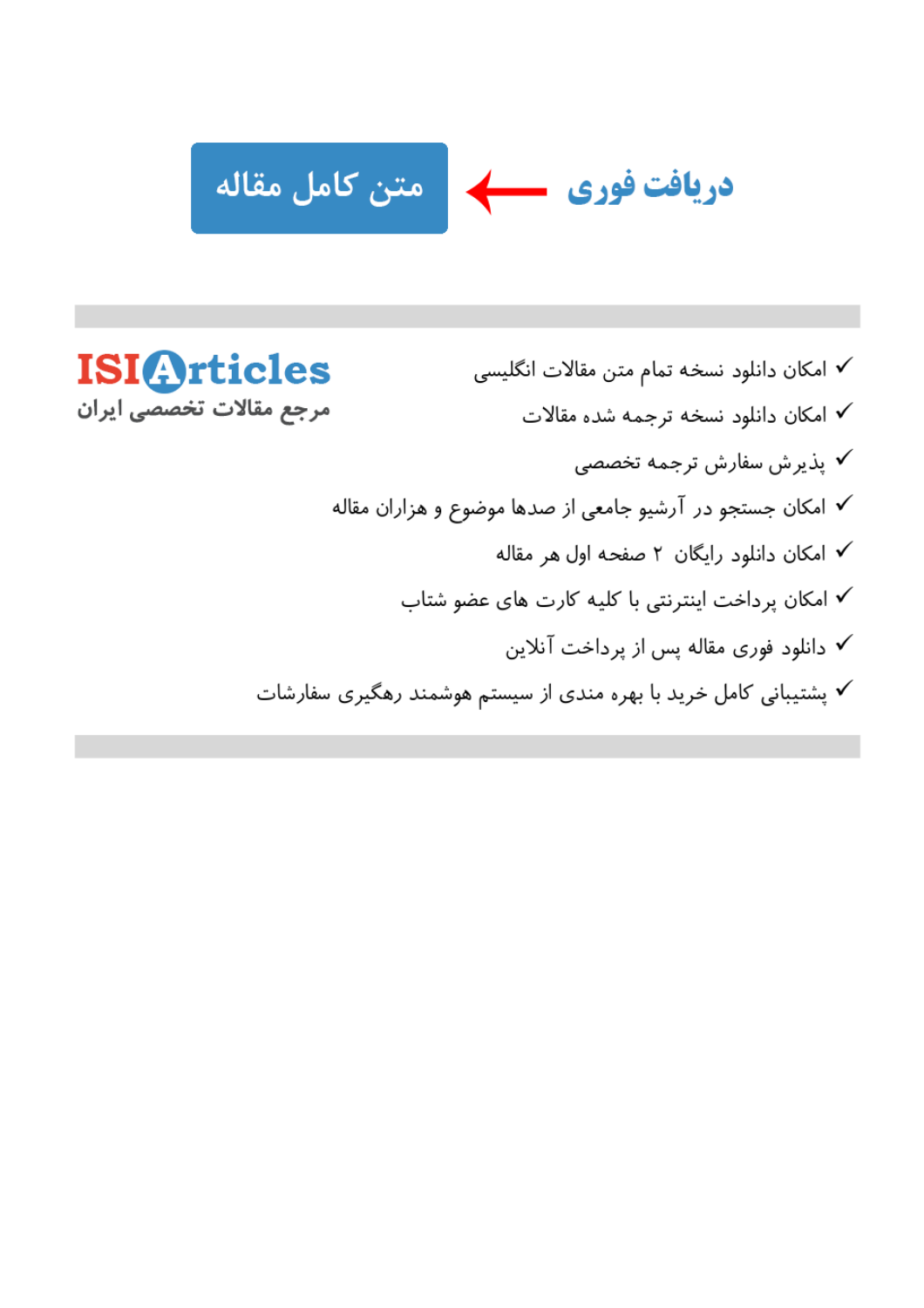دریافت فوری ← متن کامل مقاله

ISIArticles
مرجع مقالات تخصصی ایران

- ✓ امکان دانلود نسخه تمام متن مقالات انگلیسی
- ✓ امکان دانلود نسخه ترجمه شده مقالات
- ✓ پذیرش سفارش ترجمه تخصصی
- ✓ امکان جستجو در آرشیو جامعی از صدها موضوع و هزاران مقاله
- ✓ امکان دانلود رایگان ۲ صفحه اول هر مقاله
- ✓ امکان پرداخت اینترنتی با کلیه کارت های عضو شتاب
- ✓ دانلود فوری مقاله پس از پرداخت آنلاین
- ✓ پشتیبانی کامل خرید با بهره مندی از سیستم هوشمند رهگیری سفارشات